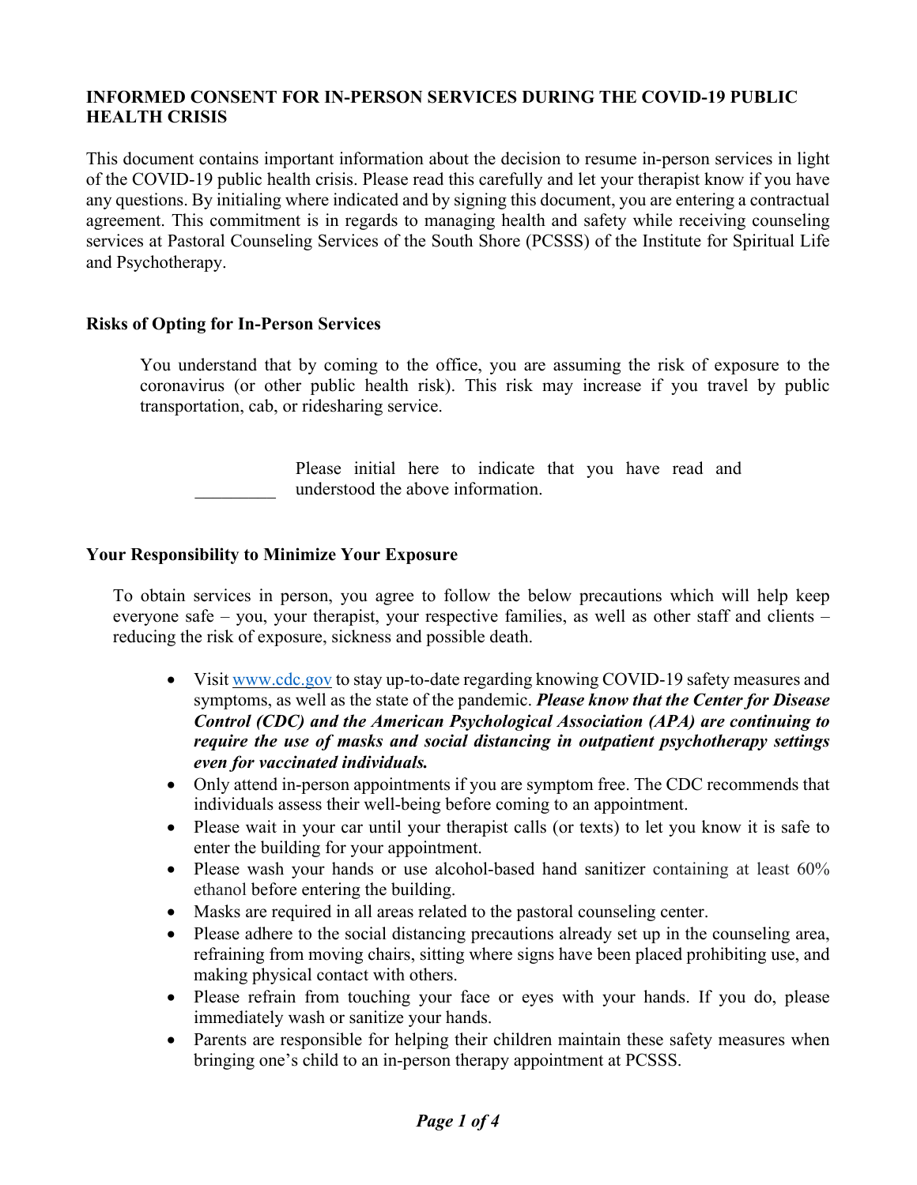**INFORMED CONSENT FOR IN-PERSON SERVICES DURING THE COVID-19 PUBLIC HEALTH CRISIS**

This document contains important information about the decision to resume in-person services in light of the COVID-19 public health crisis. Please read this carefully and let your therapist know if you have any questions. By initialing where indicated and by signing this document, you are entering a contractual agreement. This commitment is in regards to managing health and safety while receiving counseling services at Pastoral Counseling Services of the South Shore (PCSSS) of the Institute for Spiritual Life and Psychotherapy.

**Risks of Opting for In-Person Services**

You understand that by coming to the office, you are assuming the risk of exposure to the coronavirus (or other public health risk). This risk may increase if you travel by public transportation, cab, or ridesharing service.

_________ Please initial here to indicate that you have read and understood the above information.

**Your Responsibility to Minimize Your Exposure**

To obtain services in person, you agree to follow the below precautions which will help keep everyone safe – you, your therapist, your respective families, as well as other staff and clients – reducing the risk of exposure, sickness and possible death.

- Visit www.cdc.gov to stay up-to-date regarding knowing COVID-19 safety measures and symptoms, as well as the state of the pandemic. ***Please know that the Center for Disease Control (CDC) and the American Psychological Association (APA) are continuing to require the use of masks and social distancing in outpatient psychotherapy settings even for vaccinated individuals.***
- Only attend in-person appointments if you are symptom free. The CDC recommends that individuals assess their well-being before coming to an appointment.
- Please wait in your car until your therapist calls (or texts) to let you know it is safe to enter the building for your appointment.
- Please wash your hands or use alcohol-based hand sanitizer containing at least 60% ethanol before entering the building.
- Masks are required in all areas related to the pastoral counseling center.
- Please adhere to the social distancing precautions already set up in the counseling area, refraining from moving chairs, sitting where signs have been placed prohibiting use, and making physical contact with others.
- Please refrain from touching your face or eyes with your hands. If you do, please immediately wash or sanitize your hands.
- Parents are responsible for helping their children maintain these safety measures when bringing one's child to an in-person therapy appointment at PCSSS.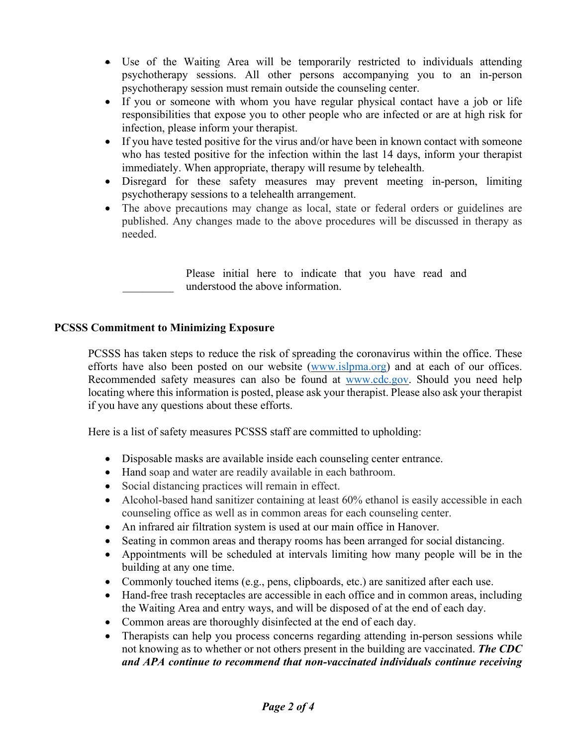- Use of the Waiting Area will be temporarily restricted to individuals attending psychotherapy sessions. All other persons accompanying you to an in-person psychotherapy session must remain outside the counseling center.
- If you or someone with whom you have regular physical contact have a job or life responsibilities that expose you to other people who are infected or are at high risk for infection, please inform your therapist.
- If you have tested positive for the virus and/or have been in known contact with someone who has tested positive for the infection within the last 14 days, inform your therapist immediately. When appropriate, therapy will resume by telehealth.
- Disregard for these safety measures may prevent meeting in-person, limiting psychotherapy sessions to a telehealth arrangement.
- The above precautions may change as local, state or federal orders or guidelines are published. Any changes made to the above procedures will be discussed in therapy as needed.

_________ Please initial here to indicate that you have read and understood the above information.

### PCSSS Commitment to Minimizing Exposure

PCSSS has taken steps to reduce the risk of spreading the coronavirus within the office. These efforts have also been posted on our website (www.islpma.org) and at each of our offices. Recommended safety measures can also be found at www.cdc.gov. Should you need help locating where this information is posted, please ask your therapist. Please also ask your therapist if you have any questions about these efforts.

Here is a list of safety measures PCSSS staff are committed to upholding:

- Disposable masks are available inside each counseling center entrance.
- Hand soap and water are readily available in each bathroom.
- Social distancing practices will remain in effect.
- Alcohol-based hand sanitizer containing at least 60% ethanol is easily accessible in each counseling office as well as in common areas for each counseling center.
- An infrared air filtration system is used at our main office in Hanover.
- Seating in common areas and therapy rooms has been arranged for social distancing.
- Appointments will be scheduled at intervals limiting how many people will be in the building at any one time.
- Commonly touched items (e.g., pens, clipboards, etc.) are sanitized after each use.
- Hand-free trash receptacles are accessible in each office and in common areas, including the Waiting Area and entry ways, and will be disposed of at the end of each day.
- Common areas are thoroughly disinfected at the end of each day.
- Therapists can help you process concerns regarding attending in-person sessions while not knowing as to whether or not others present in the building are vaccinated. ***The CDC and APA continue to recommend that non-vaccinated individuals continue receiving***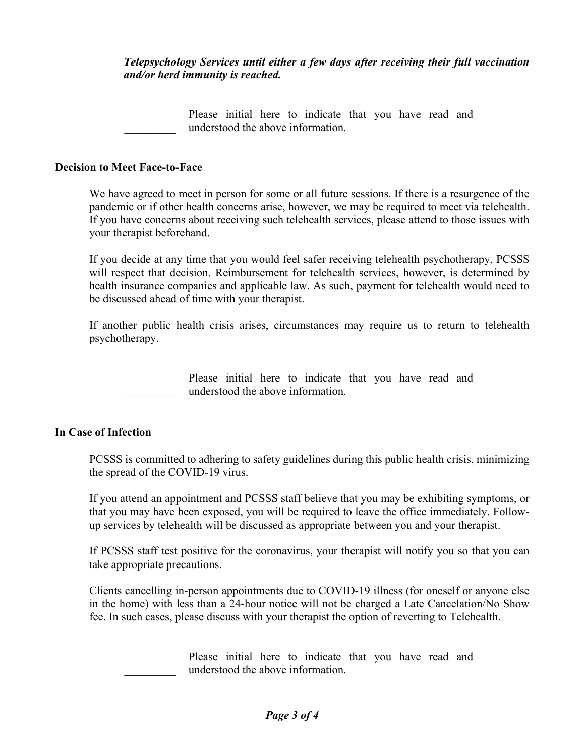***Telepsychology Services until either a few days after receiving their full vaccination and/or herd immunity is reached.***

_________ Please initial here to indicate that you have read and understood the above information.

**Decision to Meet Face-to-Face**

We have agreed to meet in person for some or all future sessions. If there is a resurgence of the pandemic or if other health concerns arise, however, we may be required to meet via telehealth. If you have concerns about receiving such telehealth services, please attend to those issues with your therapist beforehand.

If you decide at any time that you would feel safer receiving telehealth psychotherapy, PCSSS will respect that decision. Reimbursement for telehealth services, however, is determined by health insurance companies and applicable law. As such, payment for telehealth would need to be discussed ahead of time with your therapist.

If another public health crisis arises, circumstances may require us to return to telehealth psychotherapy.

_________ Please initial here to indicate that you have read and understood the above information.

**In Case of Infection**

PCSSS is committed to adhering to safety guidelines during this public health crisis, minimizing the spread of the COVID-19 virus.

If you attend an appointment and PCSSS staff believe that you may be exhibiting symptoms, or that you may have been exposed, you will be required to leave the office immediately. Follow-up services by telehealth will be discussed as appropriate between you and your therapist.

If PCSSS staff test positive for the coronavirus, your therapist will notify you so that you can take appropriate precautions.

Clients cancelling in-person appointments due to COVID-19 illness (for oneself or anyone else in the home) with less than a 24-hour notice will not be charged a Late Cancelation/No Show fee. In such cases, please discuss with your therapist the option of reverting to Telehealth.

_________ Please initial here to indicate that you have read and understood the above information.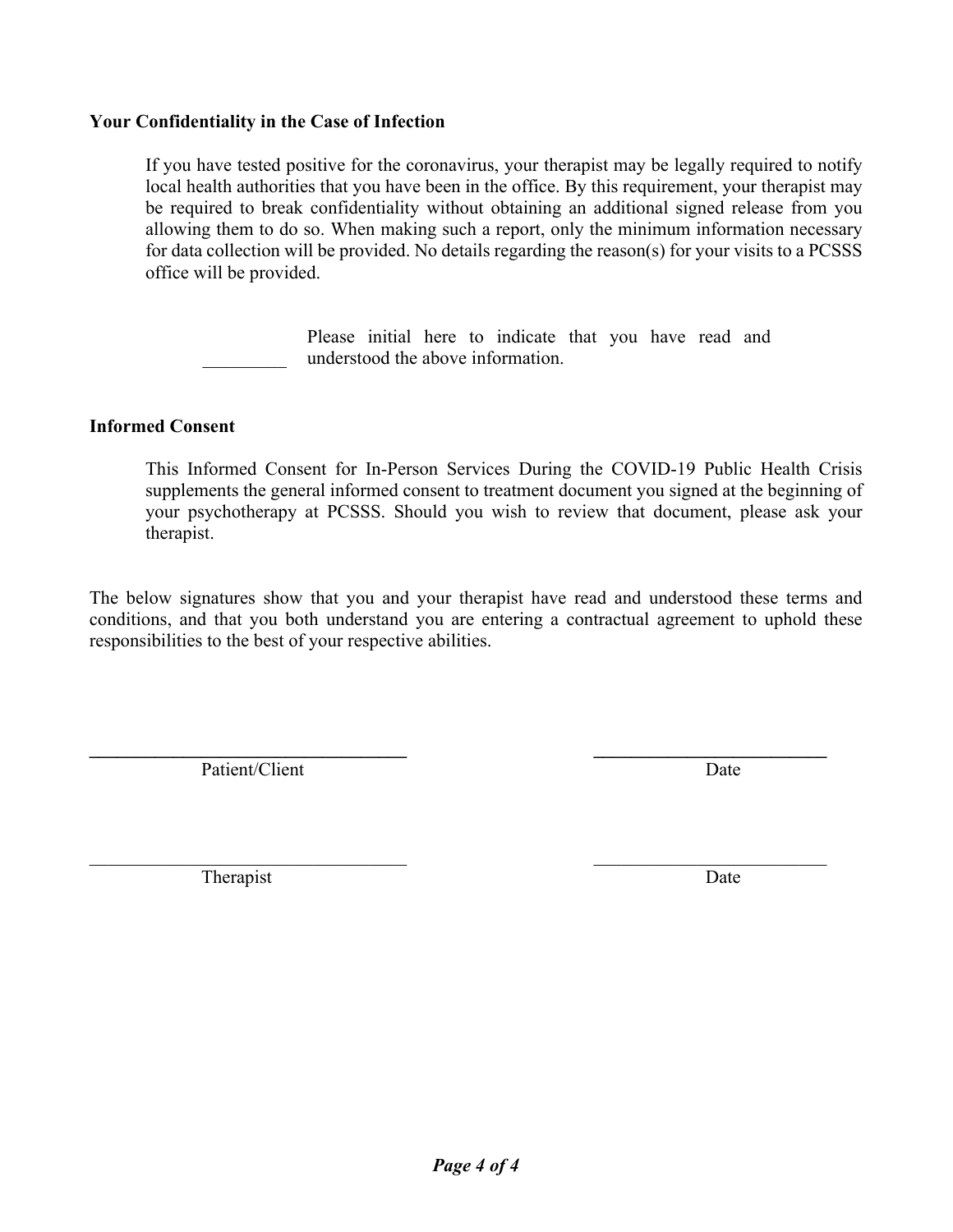**Your Confidentiality in the Case of Infection**

If you have tested positive for the coronavirus, your therapist may be legally required to notify local health authorities that you have been in the office. By this requirement, your therapist may be required to break confidentiality without obtaining an additional signed release from you allowing them to do so. When making such a report, only the minimum information necessary for data collection will be provided. No details regarding the reason(s) for your visits to a PCSSS office will be provided.

_________ Please initial here to indicate that you have read and understood the above information.

**Informed Consent**

This Informed Consent for In-Person Services During the COVID-19 Public Health Crisis supplements the general informed consent to treatment document you signed at the beginning of your psychotherapy at PCSSS. Should you wish to review that document, please ask your therapist.

The below signatures show that you and your therapist have read and understood these terms and conditions, and that you both understand you are entering a contractual agreement to uphold these responsibilities to the best of your respective abilities.

___________________________________ ___________________________
Patient/Client Date

___________________________________ ___________________________
Therapist Date